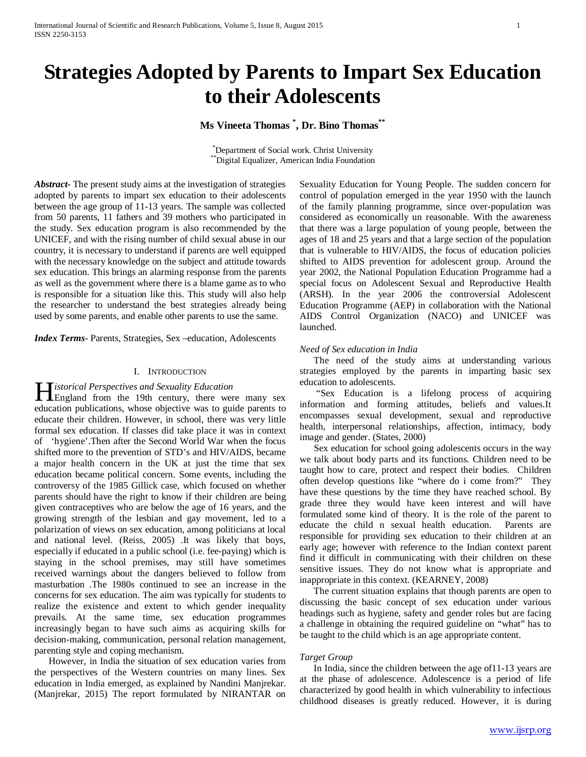# Strategies Adopted by Parents to Impart Sex Education to their Adolescents

**Ms Vineeta Thomas [*], Dr. Bino Thomas [**]**

[*] Department of Social work. Christ University
[**] Digital Equalizer, American India Foundation

***Abstract-*** The present study aims at the investigation of strategies adopted by parents to impart sex education to their adolescents between the age group of 11-13 years. The sample was collected from 50 parents, 11 fathers and 39 mothers who participated in the study. Sex education program is also recommended by the UNICEF, and with the rising number of child sexual abuse in our country, it is necessary to understand if parents are well equipped with the necessary knowledge on the subject and attitude towards sex education. This brings an alarming response from the parents as well as the government where there is a blame game as to who is responsible for a situation like this. This study will also help the researcher to understand the best strategies already being used by some parents, and enable other parents to use the same.

***Index Terms-*** Parents, Strategies, Sex –education, Adolescents

## I. Introduction

*Historical Perspectives and Sexuality Education*

England from the 19th century, there were many sex education publications, whose objective was to guide parents to educate their children. However, in school, there was very little formal sex education. If classes did take place it was in context of 'hygiene'.Then after the Second World War when the focus shifted more to the prevention of STD's and HIV/AIDS, became a major health concern in the UK at just the time that sex education became political concern. Some events, including the controversy of the 1985 Gillick case, which focused on whether parents should have the right to know if their children are being given contraceptives who are below the age of 16 years, and the growing strength of the lesbian and gay movement, led to a polarization of views on sex education, among politicians at local and national level. (Reiss, 2005) .It was likely that boys, especially if educated in a public school (i.e. fee-paying) which is staying in the school premises, may still have sometimes received warnings about the dangers believed to follow from masturbation .The 1980s continued to see an increase in the concerns for sex education. The aim was typically for students to realize the existence and extent to which gender inequality prevails. At the same time, sex education programmes increasingly began to have such aims as acquiring skills for decision-making, communication, personal relation management, parenting style and coping mechanism.

However, in India the situation of sex education varies from the perspectives of the Western countries on many lines. Sex education in India emerged, as explained by Nandini Manjrekar. (Manjrekar, 2015) The report formulated by NIRANTAR on Sexuality Education for Young People. The sudden concern for control of population emerged in the year 1950 with the launch of the family planning programme, since over-population was considered as economically un reasonable. With the awareness that there was a large population of young people, between the ages of 18 and 25 years and that a large section of the population that is vulnerable to HIV/AIDS, the focus of education policies shifted to AIDS prevention for adolescent group. Around the year 2002, the National Population Education Programme had a special focus on Adolescent Sexual and Reproductive Health (ARSH). In the year 2006 the controversial Adolescent Education Programme (AEP) in collaboration with the National AIDS Control Organization (NACO) and UNICEF was launched.

*Need of Sex education in India*

The need of the study aims at understanding various strategies employed by the parents in imparting basic sex education to adolescents.

"Sex Education is a lifelong process of acquiring information and forming attitudes, beliefs and values.It encompasses sexual development, sexual and reproductive health, interpersonal relationships, affection, intimacy, body image and gender. (States, 2000)

Sex education for school going adolescents occurs in the way we talk about body parts and its functions. Children need to be taught how to care, protect and respect their bodies. Children often develop questions like "where do i come from?" They have these questions by the time they have reached school. By grade three they would have keen interest and will have formulated some kind of theory. It is the role of the parent to educate the child n sexual health education. Parents are responsible for providing sex education to their children at an early age; however with reference to the Indian context parent find it difficult in communicating with their children on these sensitive issues. They do not know what is appropriate and inappropriate in this context. (KEARNEY, 2008)

The current situation explains that though parents are open to discussing the basic concept of sex education under various headings such as hygiene, safety and gender roles but are facing a challenge in obtaining the required guideline on "what" has to be taught to the child which is an age appropriate content.

*Target Group*

In India, since the children between the age of11-13 years are at the phase of adolescence. Adolescence is a period of life characterized by good health in which vulnerability to infectious childhood diseases is greatly reduced. However, it is during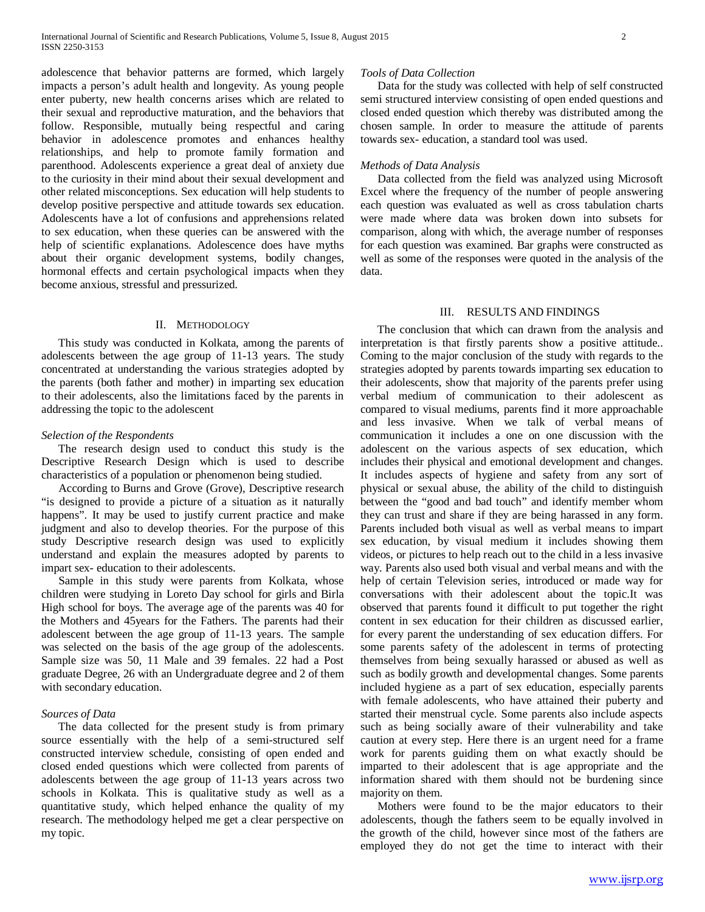adolescence that behavior patterns are formed, which largely impacts a person's adult health and longevity. As young people enter puberty, new health concerns arises which are related to their sexual and reproductive maturation, and the behaviors that follow. Responsible, mutually being respectful and caring behavior in adolescence promotes and enhances healthy relationships, and help to promote family formation and parenthood. Adolescents experience a great deal of anxiety due to the curiosity in their mind about their sexual development and other related misconceptions. Sex education will help students to develop positive perspective and attitude towards sex education. Adolescents have a lot of confusions and apprehensions related to sex education, when these queries can be answered with the help of scientific explanations. Adolescence does have myths about their organic development systems, bodily changes, hormonal effects and certain psychological impacts when they become anxious, stressful and pressurized.

## II. Methodology

This study was conducted in Kolkata, among the parents of adolescents between the age group of 11-13 years. The study concentrated at understanding the various strategies adopted by the parents (both father and mother) in imparting sex education to their adolescents, also the limitations faced by the parents in addressing the topic to the adolescent

### *Selection of the Respondents*

The research design used to conduct this study is the Descriptive Research Design which is used to describe characteristics of a population or phenomenon being studied.

According to Burns and Grove (Grove), Descriptive research "is designed to provide a picture of a situation as it naturally happens". It may be used to justify current practice and make judgment and also to develop theories. For the purpose of this study Descriptive research design was used to explicitly understand and explain the measures adopted by parents to impart sex- education to their adolescents.

Sample in this study were parents from Kolkata, whose children were studying in Loreto Day school for girls and Birla High school for boys. The average age of the parents was 40 for the Mothers and 45years for the Fathers. The parents had their adolescent between the age group of 11-13 years. The sample was selected on the basis of the age group of the adolescents. Sample size was 50, 11 Male and 39 females. 22 had a Post graduate Degree, 26 with an Undergraduate degree and 2 of them with secondary education.

### *Sources of Data*

The data collected for the present study is from primary source essentially with the help of a semi-structured self constructed interview schedule, consisting of open ended and closed ended questions which were collected from parents of adolescents between the age group of 11-13 years across two schools in Kolkata. This is qualitative study as well as a quantitative study, which helped enhance the quality of my research. The methodology helped me get a clear perspective on my topic.

### *Tools of Data Collection*

Data for the study was collected with help of self constructed semi structured interview consisting of open ended questions and closed ended question which thereby was distributed among the chosen sample. In order to measure the attitude of parents towards sex- education, a standard tool was used.

### *Methods of Data Analysis*

Data collected from the field was analyzed using Microsoft Excel where the frequency of the number of people answering each question was evaluated as well as cross tabulation charts were made where data was broken down into subsets for comparison, along with which, the average number of responses for each question was examined. Bar graphs were constructed as well as some of the responses were quoted in the analysis of the data.

## III. Results and Findings

The conclusion that which can drawn from the analysis and interpretation is that firstly parents show a positive attitude.. Coming to the major conclusion of the study with regards to the strategies adopted by parents towards imparting sex education to their adolescents, show that majority of the parents prefer using verbal medium of communication to their adolescent as compared to visual mediums, parents find it more approachable and less invasive. When we talk of verbal means of communication it includes a one on one discussion with the adolescent on the various aspects of sex education, which includes their physical and emotional development and changes. It includes aspects of hygiene and safety from any sort of physical or sexual abuse, the ability of the child to distinguish between the "good and bad touch" and identify member whom they can trust and share if they are being harassed in any form. Parents included both visual as well as verbal means to impart sex education, by visual medium it includes showing them videos, or pictures to help reach out to the child in a less invasive way. Parents also used both visual and verbal means and with the help of certain Television series, introduced or made way for conversations with their adolescent about the topic.It was observed that parents found it difficult to put together the right content in sex education for their children as discussed earlier, for every parent the understanding of sex education differs. For some parents safety of the adolescent in terms of protecting themselves from being sexually harassed or abused as well as such as bodily growth and developmental changes. Some parents included hygiene as a part of sex education, especially parents with female adolescents, who have attained their puberty and started their menstrual cycle. Some parents also include aspects such as being socially aware of their vulnerability and take caution at every step. Here there is an urgent need for a frame work for parents guiding them on what exactly should be imparted to their adolescent that is age appropriate and the information shared with them should not be burdening since majority on them.

Mothers were found to be the major educators to their adolescents, though the fathers seem to be equally involved in the growth of the child, however since most of the fathers are employed they do not get the time to interact with their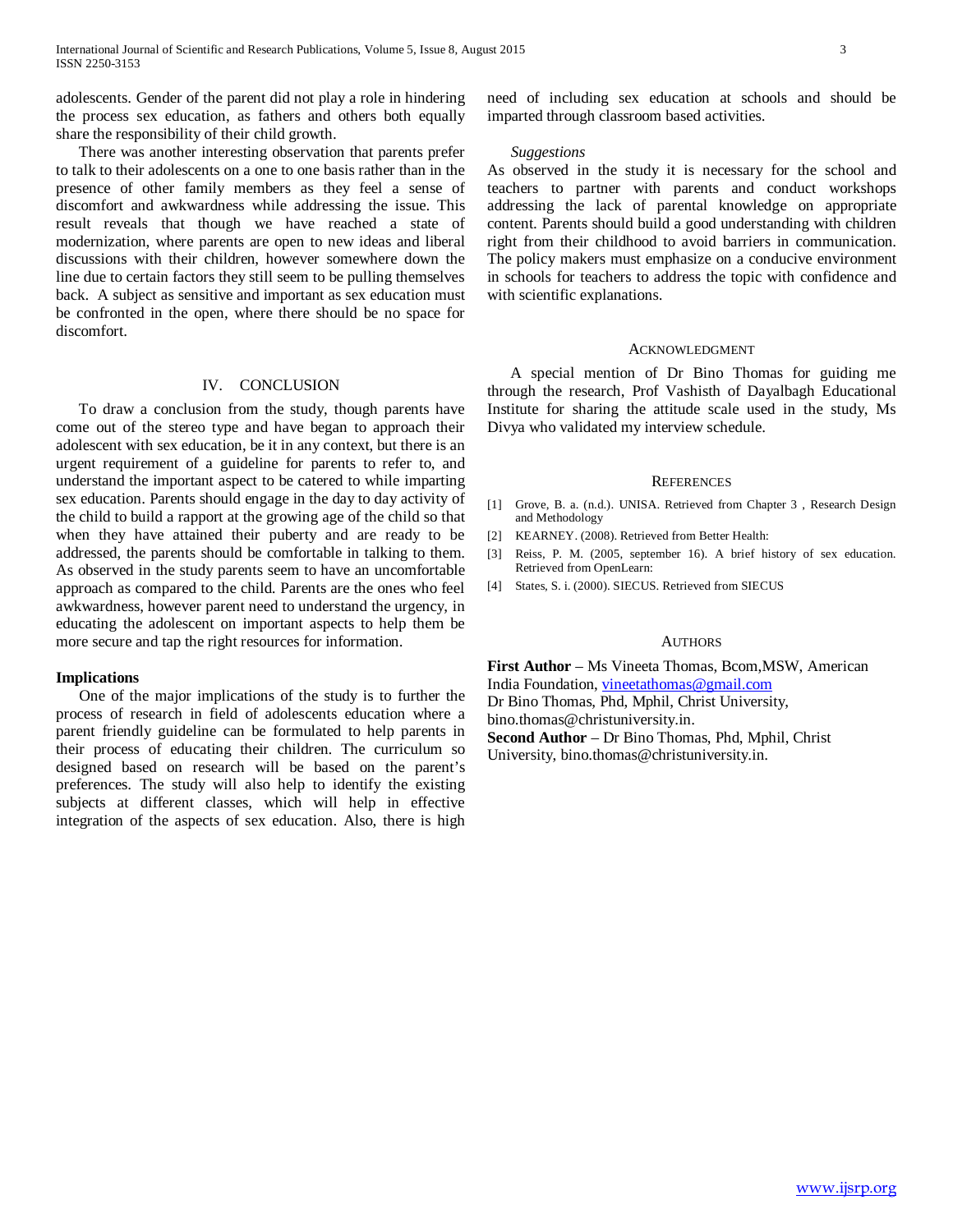adolescents. Gender of the parent did not play a role in hindering the process sex education, as fathers and others both equally share the responsibility of their child growth.

There was another interesting observation that parents prefer to talk to their adolescents on a one to one basis rather than in the presence of other family members as they feel a sense of discomfort and awkwardness while addressing the issue. This result reveals that though we have reached a state of modernization, where parents are open to new ideas and liberal discussions with their children, however somewhere down the line due to certain factors they still seem to be pulling themselves back. A subject as sensitive and important as sex education must be confronted in the open, where there should be no space for discomfort.

## IV. Conclusion

To draw a conclusion from the study, though parents have come out of the stereo type and have began to approach their adolescent with sex education, be it in any context, but there is an urgent requirement of a guideline for parents to refer to, and understand the important aspect to be catered to while imparting sex education. Parents should engage in the day to day activity of the child to build a rapport at the growing age of the child so that when they have attained their puberty and are ready to be addressed, the parents should be comfortable in talking to them. As observed in the study parents seem to have an uncomfortable approach as compared to the child. Parents are the ones who feel awkwardness, however parent need to understand the urgency, in educating the adolescent on important aspects to help them be more secure and tap the right resources for information.

### Implications

One of the major implications of the study is to further the process of research in field of adolescents education where a parent friendly guideline can be formulated to help parents in their process of educating their children. The curriculum so designed based on research will be based on the parent's preferences. The study will also help to identify the existing subjects at different classes, which will help in effective integration of the aspects of sex education. Also, there is high need of including sex education at schools and should be imparted through classroom based activities.

### *Suggestions*

As observed in the study it is necessary for the school and teachers to partner with parents and conduct workshops addressing the lack of parental knowledge on appropriate content. Parents should build a good understanding with children right from their childhood to avoid barriers in communication. The policy makers must emphasize on a conducive environment in schools for teachers to address the topic with confidence and with scientific explanations.

## Acknowledgment

A special mention of Dr Bino Thomas for guiding me through the research, Prof Vashisth of Dayalbagh Educational Institute for sharing the attitude scale used in the study, Ms Divya who validated my interview schedule.

## References

[1] Grove, B. a. (n.d.). UNISA. Retrieved from Chapter 3 , Research Design and Methodology

[2] KEARNEY. (2008). Retrieved from Better Health:

[3] Reiss, P. M. (2005, september 16). A brief history of sex education. Retrieved from OpenLearn:

[4] States, S. i. (2000). SIECUS. Retrieved from SIECUS

## Authors

**First Author** – Ms Vineeta Thomas, Bcom,MSW, American India Foundation, vineetathomas@gmail.com
Dr Bino Thomas, Phd, Mphil, Christ University, bino.thomas@christuniversity.in.

**Second Author** – Dr Bino Thomas, Phd, Mphil, Christ University, bino.thomas@christuniversity.in.